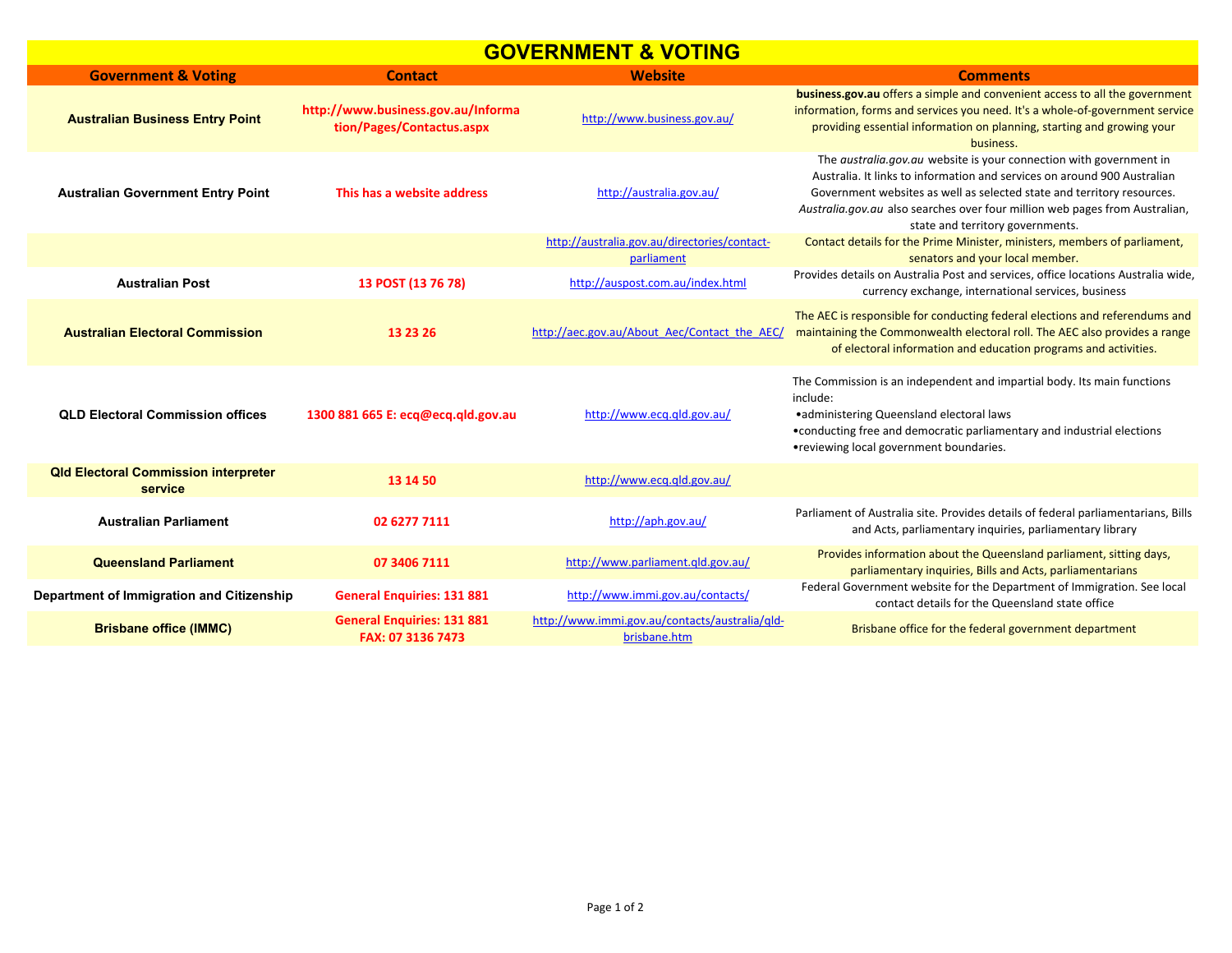# GOVERNMENT & VOTING

| Government & Voting | Contact | Website | Comments |
|---|---|---|---|
| Australian Business Entry Point | http://www.business.gov.au/Information/Pages/Contactus.aspx | http://www.business.gov.au/ | **business.gov.au** offers a simple and convenient access to all the government information, forms and services you need. It's a whole-of-government service providing essential information on planning, starting and growing your business. |
| Australian Government Entry Point | This has a website address | http://australia.gov.au/ | The *australia.gov.au* website is your connection with government in Australia. It links to information and services on around 900 Australian Government websites as well as selected state and territory resources. *Australia.gov.au* also searches over four million web pages from Australian, state and territory governments. |
| | | http://australia.gov.au/directories/contact-parliament | Contact details for the Prime Minister, ministers, members of parliament, senators and your local member. |
| Australian Post | 13 POST (13 76 78) | http://auspost.com.au/index.html | Provides details on Australia Post and services, office locations Australia wide, currency exchange, international services, business |
| Australian Electoral Commission | 13 23 26 | http://aec.gov.au/About_Aec/Contact_the_AEC/ | The AEC is responsible for conducting federal elections and referendums and maintaining the Commonwealth electoral roll. The AEC also provides a range of electoral information and education programs and activities. |
| QLD Electoral Commission offices | 1300 881 665 E: ecq@ecq.qld.gov.au | http://www.ecq.qld.gov.au/ | The Commission is an independent and impartial body. Its main functions include: •administering Queensland electoral laws •conducting free and democratic parliamentary and industrial elections •reviewing local government boundaries. |
| Qld Electoral Commission interpreter service | 13 14 50 | http://www.ecq.qld.gov.au/ | |
| Australian Parliament | 02 6277 7111 | http://aph.gov.au/ | Parliament of Australia site. Provides details of federal parliamentarians, Bills and Acts, parliamentary inquiries, parliamentary library |
| Queensland Parliament | 07 3406 7111 | http://www.parliament.qld.gov.au/ | Provides information about the Queensland parliament, sitting days, parliamentary inquiries, Bills and Acts, parliamentarians |
| Department of Immigration and Citizenship | General Enquiries: 131 881 | http://www.immi.gov.au/contacts/ | Federal Government website for the Department of Immigration. See local contact details for the Queensland state office |
| Brisbane office (IMMC) | General Enquiries: 131 881 FAX: 07 3136 7473 | http://www.immi.gov.au/contacts/australia/qld-brisbane.htm | Brisbane office for the federal government department |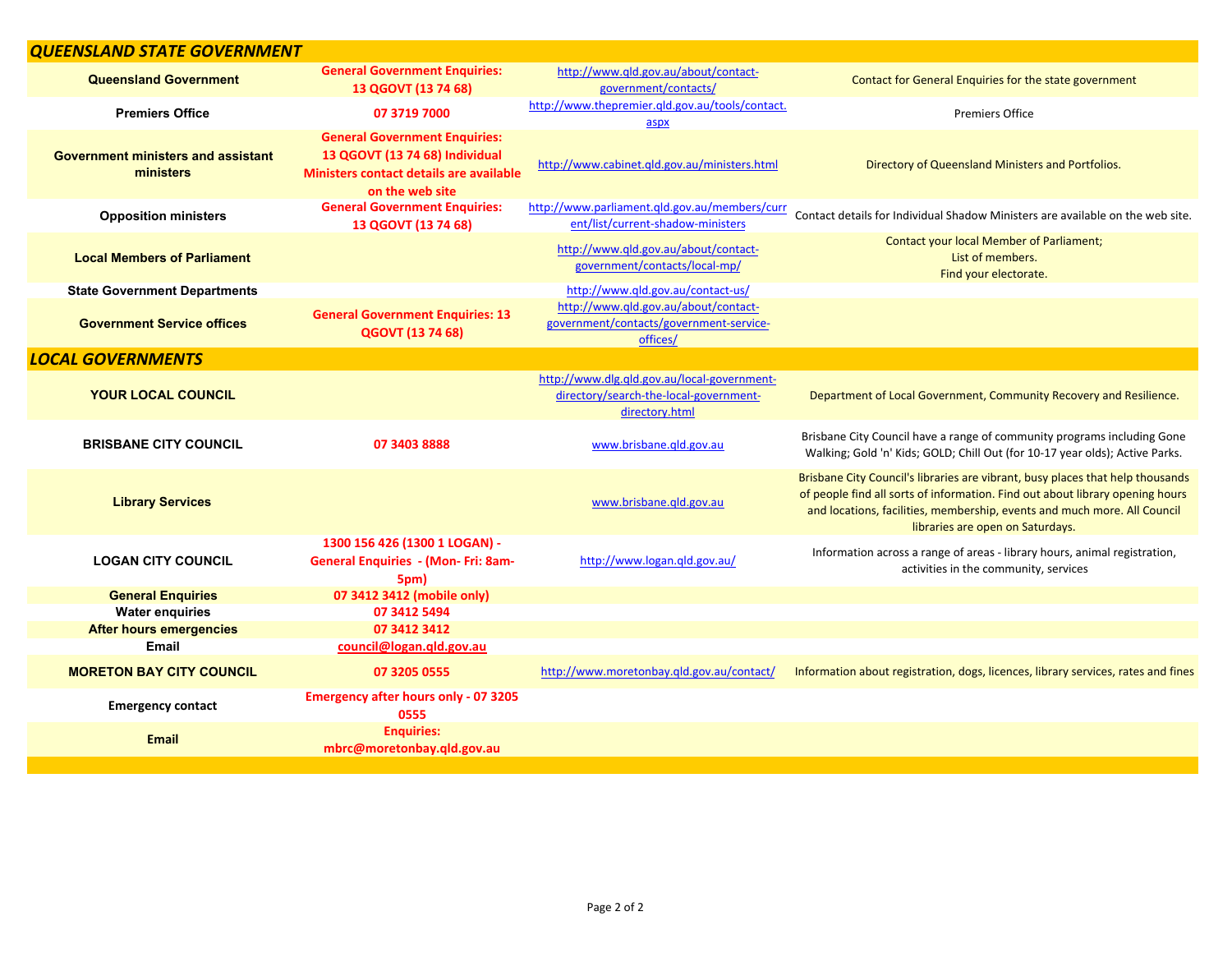## QUEENSLAND STATE GOVERNMENT

| | | | |
|---|---|---|---|
| **Queensland Government** | **General Government Enquiries: 13 QGOVT (13 74 68)** | http://www.qld.gov.au/about/contact-government/contacts/ | Contact for General Enquiries for the state government |
| **Premiers Office** | **07 3719 7000** | http://www.thepremier.qld.gov.au/tools/contact.aspx | Premiers Office |
| **Government ministers and assistant ministers** | **General Government Enquiries: 13 QGOVT (13 74 68) Individual Ministers contact details are available on the web site** | http://www.cabinet.qld.gov.au/ministers.html | Directory of Queensland Ministers and Portfolios. |
| **Opposition ministers** | **General Government Enquiries: 13 QGOVT (13 74 68)** | http://www.parliament.qld.gov.au/members/current/list/current-shadow-ministers | Contact details for Individual Shadow Ministers are available on the web site. |
| **Local Members of Parliament** | | http://www.qld.gov.au/about/contact-government/contacts/local-mp/ | Contact your local Member of Parliament; List of members. Find your electorate. |
| **State Government Departments** | | http://www.qld.gov.au/contact-us/ | |
| **Government Service offices** | **General Government Enquiries: 13 QGOVT (13 74 68)** | http://www.qld.gov.au/about/contact-government/contacts/government-service-offices/ | |

## LOCAL GOVERNMENTS

| | | | |
|---|---|---|---|
| **YOUR LOCAL COUNCIL** | | http://www.dlg.qld.gov.au/local-government-directory/search-the-local-government-directory.html | Department of Local Government, Community Recovery and Resilience. |
| **BRISBANE CITY COUNCIL** | **07 3403 8888** | www.brisbane.qld.gov.au | Brisbane City Council have a range of community programs including Gone Walking; Gold 'n' Kids; GOLD; Chill Out (for 10-17 year olds); Active Parks. |
| **Library Services** | | www.brisbane.qld.gov.au | Brisbane City Council's libraries are vibrant, busy places that help thousands of people find all sorts of information. Find out about library opening hours and locations, facilities, membership, events and much more. All Council libraries are open on Saturdays. |
| **LOGAN CITY COUNCIL** | **1300 156 426 (1300 1 LOGAN) - General Enquiries - (Mon- Fri: 8am-5pm)** | http://www.logan.qld.gov.au/ | Information across a range of areas - library hours, animal registration, activities in the community, services |
| **General Enquiries** | **07 3412 3412 (mobile only)** | | |
| **Water enquiries** | **07 3412 5494** | | |
| **After hours emergencies** | **07 3412 3412** | | |
| **Email** | **council@logan.qld.gov.au** | | |
| **MORETON BAY CITY COUNCIL** | **07 3205 0555** | http://www.moretonbay.qld.gov.au/contact/ | Information about registration, dogs, licences, library services, rates and fines |
| **Emergency contact** | **Emergency after hours only - 07 3205 0555** | | |
| **Email** | **Enquiries: mbrc@moretonbay.qld.gov.au** | | |